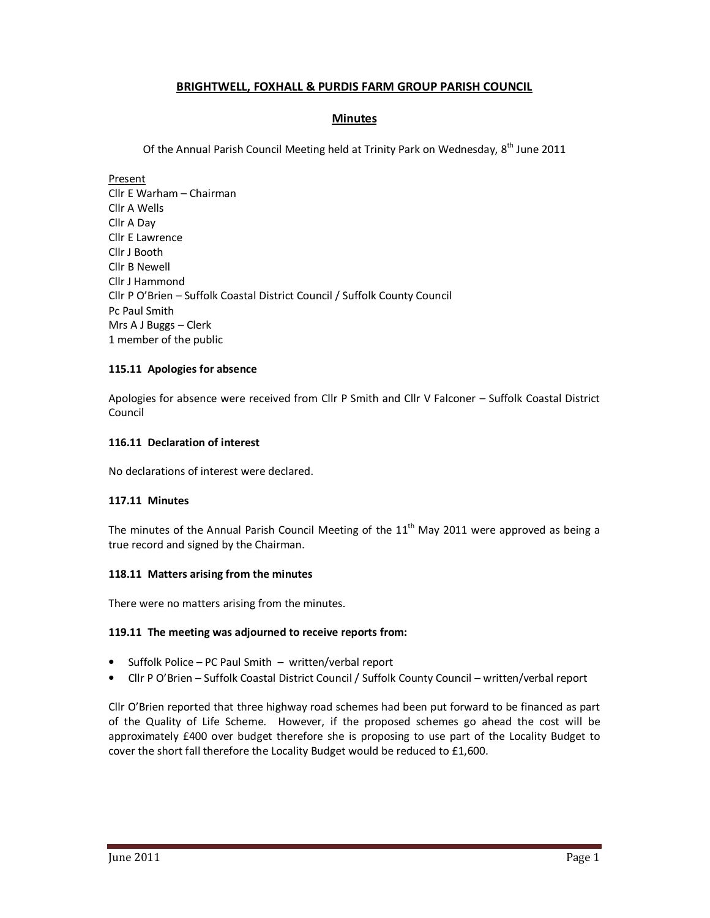# BRIGHTWELL, FOXHALL & PURDIS FARM GROUP PARISH COUNCIL

## Minutes

Of the Annual Parish Council Meeting held at Trinity Park on Wednesday, 8th June 2011

Present
Cllr E Warham – Chairman
Cllr A Wells
Cllr A Day
Cllr E Lawrence
Cllr J Booth
Cllr B Newell
Cllr J Hammond
Cllr P O'Brien – Suffolk Coastal District Council / Suffolk County Council
Pc Paul Smith
Mrs A J Buggs – Clerk
1 member of the public

### 115.11 Apologies for absence

Apologies for absence were received from Cllr P Smith and Cllr V Falconer – Suffolk Coastal District Council

### 116.11 Declaration of interest

No declarations of interest were declared.

### 117.11 Minutes

The minutes of the Annual Parish Council Meeting of the 11th May 2011 were approved as being a true record and signed by the Chairman.

### 118.11 Matters arising from the minutes

There were no matters arising from the minutes.

### 119.11 The meeting was adjourned to receive reports from:

- Suffolk Police – PC Paul Smith – written/verbal report
- Cllr P O'Brien – Suffolk Coastal District Council / Suffolk County Council – written/verbal report

Cllr O'Brien reported that three highway road schemes had been put forward to be financed as part of the Quality of Life Scheme. However, if the proposed schemes go ahead the cost will be approximately £400 over budget therefore she is proposing to use part of the Locality Budget to cover the short fall therefore the Locality Budget would be reduced to £1,600.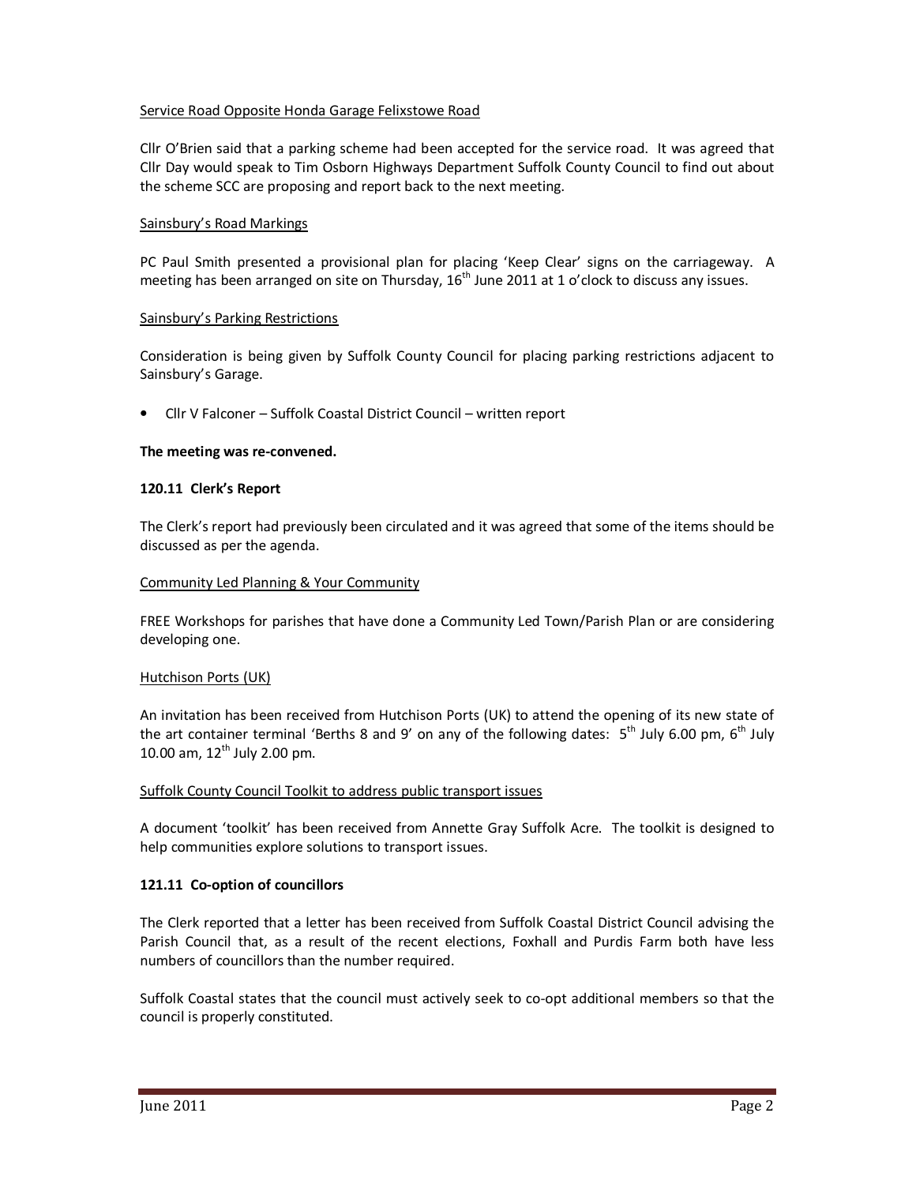Service Road Opposite Honda Garage Felixstowe Road

Cllr O'Brien said that a parking scheme had been accepted for the service road. It was agreed that Cllr Day would speak to Tim Osborn Highways Department Suffolk County Council to find out about the scheme SCC are proposing and report back to the next meeting.

Sainsbury's Road Markings

PC Paul Smith presented a provisional plan for placing 'Keep Clear' signs on the carriageway. A meeting has been arranged on site on Thursday, 16th June 2011 at 1 o'clock to discuss any issues.

Sainsbury's Parking Restrictions

Consideration is being given by Suffolk County Council for placing parking restrictions adjacent to Sainsbury's Garage.

- Cllr V Falconer – Suffolk Coastal District Council – written report

**The meeting was re-convened.**

**120.11 Clerk's Report**

The Clerk's report had previously been circulated and it was agreed that some of the items should be discussed as per the agenda.

Community Led Planning & Your Community

FREE Workshops for parishes that have done a Community Led Town/Parish Plan or are considering developing one.

Hutchison Ports (UK)

An invitation has been received from Hutchison Ports (UK) to attend the opening of its new state of the art container terminal 'Berths 8 and 9' on any of the following dates: 5th July 6.00 pm, 6th July 10.00 am, 12th July 2.00 pm.

Suffolk County Council Toolkit to address public transport issues

A document 'toolkit' has been received from Annette Gray Suffolk Acre. The toolkit is designed to help communities explore solutions to transport issues.

**121.11 Co-option of councillors**

The Clerk reported that a letter has been received from Suffolk Coastal District Council advising the Parish Council that, as a result of the recent elections, Foxhall and Purdis Farm both have less numbers of councillors than the number required.

Suffolk Coastal states that the council must actively seek to co-opt additional members so that the council is properly constituted.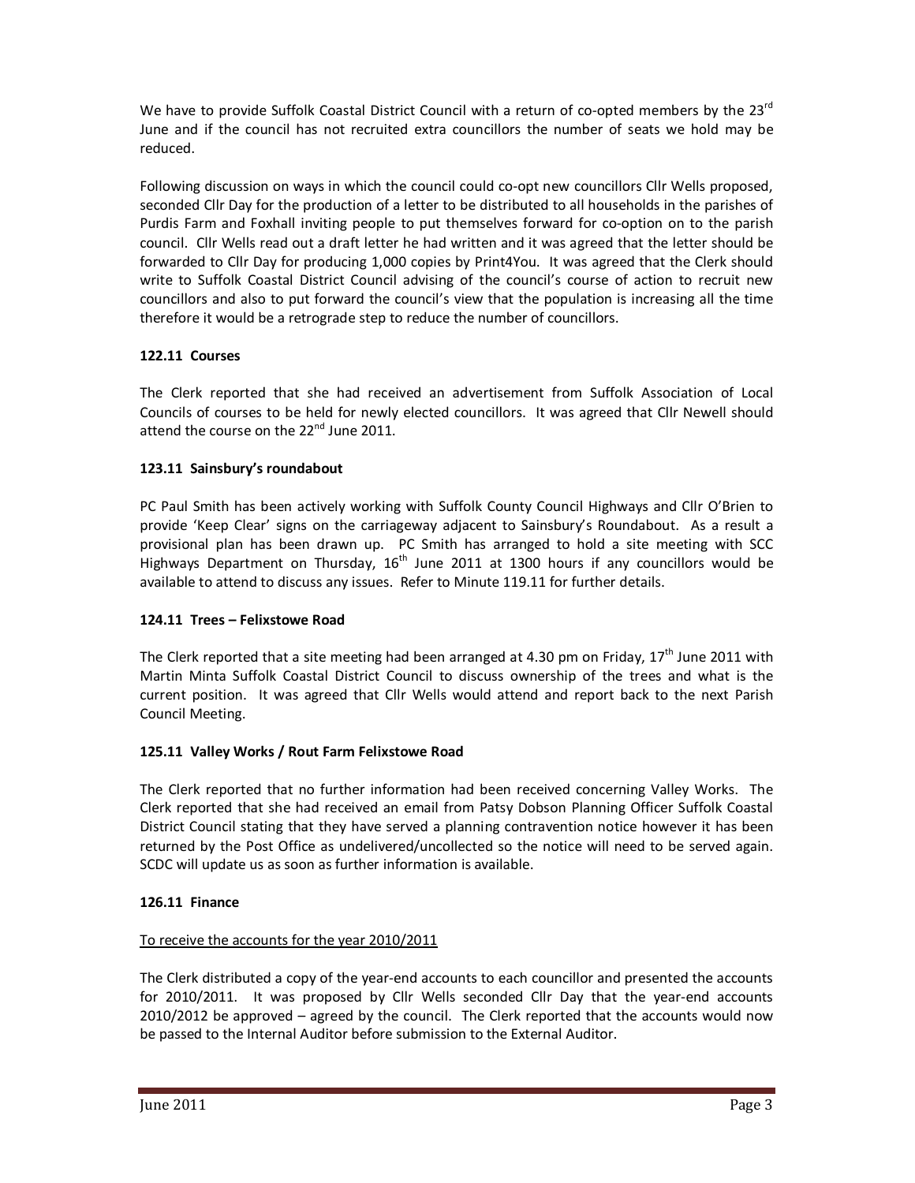We have to provide Suffolk Coastal District Council with a return of co-opted members by the 23rd June and if the council has not recruited extra councillors the number of seats we hold may be reduced.

Following discussion on ways in which the council could co-opt new councillors Cllr Wells proposed, seconded Cllr Day for the production of a letter to be distributed to all households in the parishes of Purdis Farm and Foxhall inviting people to put themselves forward for co-option on to the parish council. Cllr Wells read out a draft letter he had written and it was agreed that the letter should be forwarded to Cllr Day for producing 1,000 copies by Print4You. It was agreed that the Clerk should write to Suffolk Coastal District Council advising of the council's course of action to recruit new councillors and also to put forward the council's view that the population is increasing all the time therefore it would be a retrograde step to reduce the number of councillors.

### 122.11 Courses

The Clerk reported that she had received an advertisement from Suffolk Association of Local Councils of courses to be held for newly elected councillors. It was agreed that Cllr Newell should attend the course on the 22nd June 2011.

### 123.11 Sainsbury's roundabout

PC Paul Smith has been actively working with Suffolk County Council Highways and Cllr O'Brien to provide 'Keep Clear' signs on the carriageway adjacent to Sainsbury's Roundabout. As a result a provisional plan has been drawn up. PC Smith has arranged to hold a site meeting with SCC Highways Department on Thursday, 16th June 2011 at 1300 hours if any councillors would be available to attend to discuss any issues. Refer to Minute 119.11 for further details.

### 124.11 Trees – Felixstowe Road

The Clerk reported that a site meeting had been arranged at 4.30 pm on Friday, 17th June 2011 with Martin Minta Suffolk Coastal District Council to discuss ownership of the trees and what is the current position. It was agreed that Cllr Wells would attend and report back to the next Parish Council Meeting.

### 125.11 Valley Works / Rout Farm Felixstowe Road

The Clerk reported that no further information had been received concerning Valley Works. The Clerk reported that she had received an email from Patsy Dobson Planning Officer Suffolk Coastal District Council stating that they have served a planning contravention notice however it has been returned by the Post Office as undelivered/uncollected so the notice will need to be served again. SCDC will update us as soon as further information is available.

### 126.11 Finance

<u>To receive the accounts for the year 2010/2011</u>

The Clerk distributed a copy of the year-end accounts to each councillor and presented the accounts for 2010/2011. It was proposed by Cllr Wells seconded Cllr Day that the year-end accounts 2010/2012 be approved – agreed by the council. The Clerk reported that the accounts would now be passed to the Internal Auditor before submission to the External Auditor.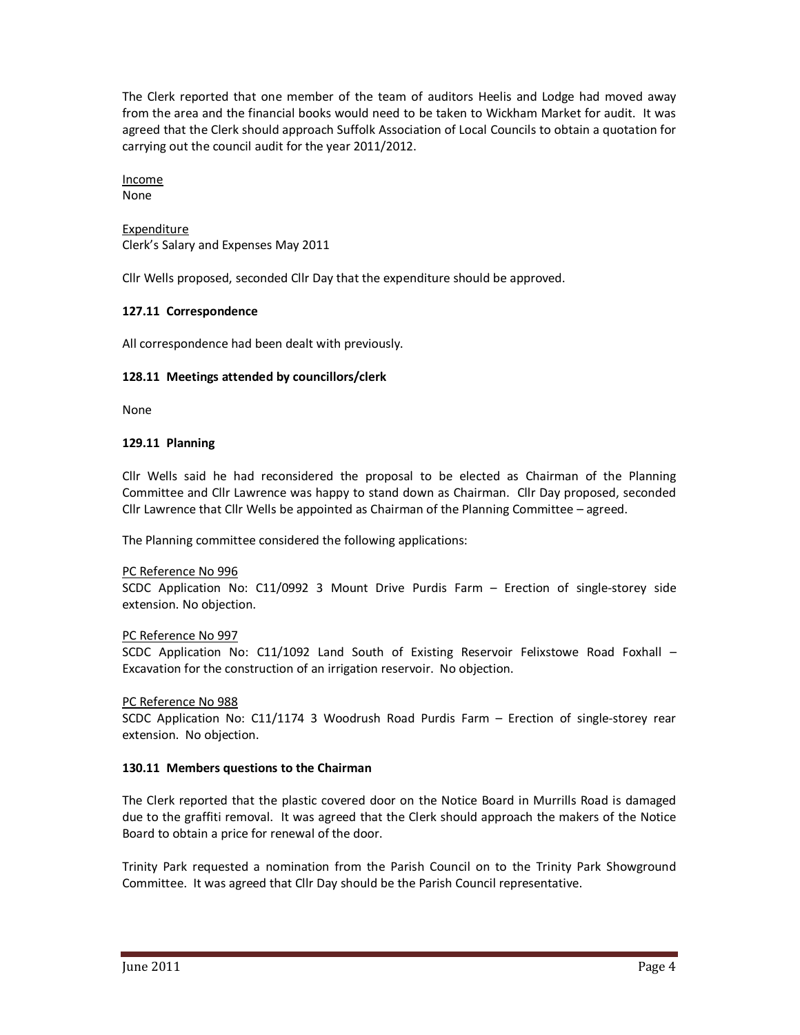The Clerk reported that one member of the team of auditors Heelis and Lodge had moved away from the area and the financial books would need to be taken to Wickham Market for audit. It was agreed that the Clerk should approach Suffolk Association of Local Councils to obtain a quotation for carrying out the council audit for the year 2011/2012.

Income
None

Expenditure
Clerk's Salary and Expenses May 2011

Cllr Wells proposed, seconded Cllr Day that the expenditure should be approved.

**127.11 Correspondence**

All correspondence had been dealt with previously.

**128.11 Meetings attended by councillors/clerk**

None

**129.11 Planning**

Cllr Wells said he had reconsidered the proposal to be elected as Chairman of the Planning Committee and Cllr Lawrence was happy to stand down as Chairman. Cllr Day proposed, seconded Cllr Lawrence that Cllr Wells be appointed as Chairman of the Planning Committee – agreed.

The Planning committee considered the following applications:

PC Reference No 996
SCDC Application No: C11/0992 3 Mount Drive Purdis Farm – Erection of single-storey side extension. No objection.

PC Reference No 997
SCDC Application No: C11/1092 Land South of Existing Reservoir Felixstowe Road Foxhall – Excavation for the construction of an irrigation reservoir. No objection.

PC Reference No 988
SCDC Application No: C11/1174 3 Woodrush Road Purdis Farm – Erection of single-storey rear extension. No objection.

**130.11 Members questions to the Chairman**

The Clerk reported that the plastic covered door on the Notice Board in Murrills Road is damaged due to the graffiti removal. It was agreed that the Clerk should approach the makers of the Notice Board to obtain a price for renewal of the door.

Trinity Park requested a nomination from the Parish Council on to the Trinity Park Showground Committee. It was agreed that Cllr Day should be the Parish Council representative.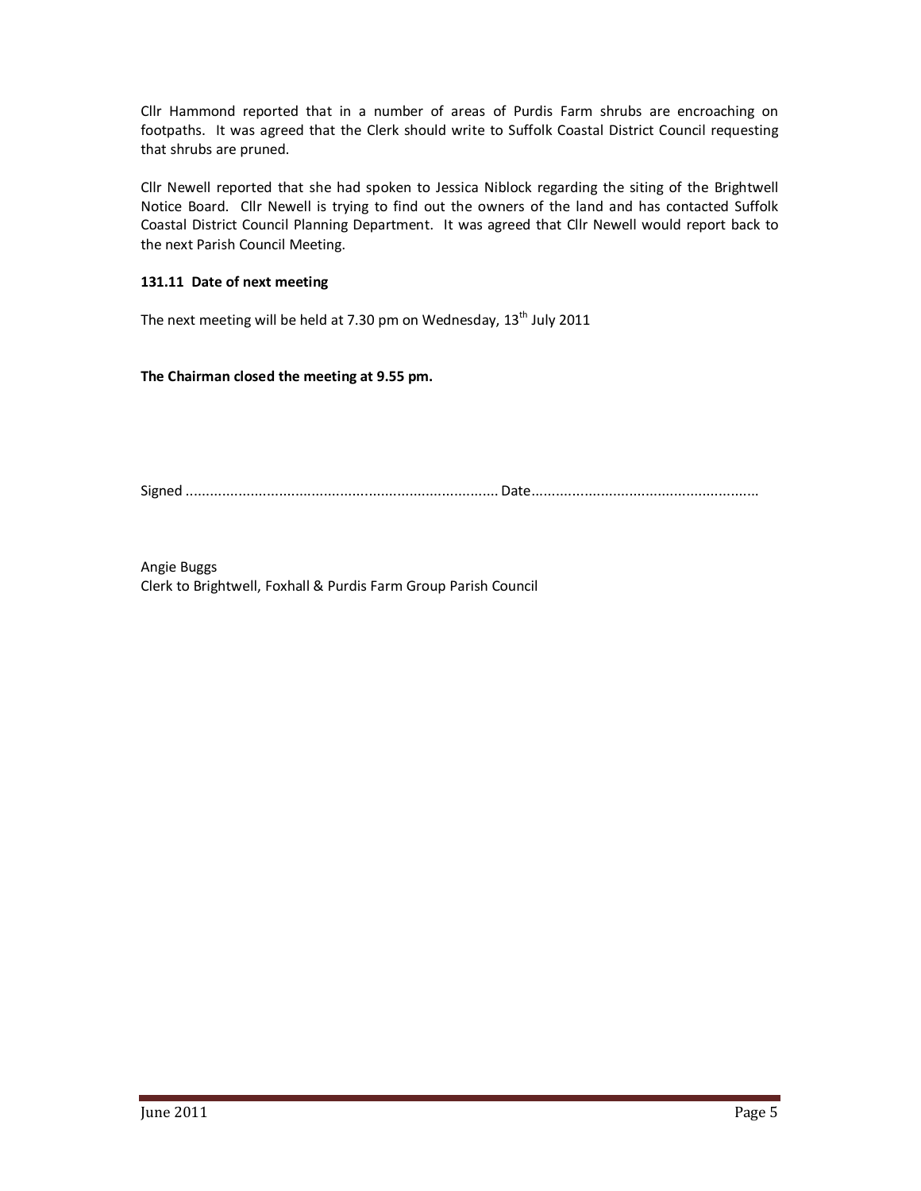Cllr Hammond reported that in a number of areas of Purdis Farm shrubs are encroaching on footpaths. It was agreed that the Clerk should write to Suffolk Coastal District Council requesting that shrubs are pruned.

Cllr Newell reported that she had spoken to Jessica Niblock regarding the siting of the Brightwell Notice Board. Cllr Newell is trying to find out the owners of the land and has contacted Suffolk Coastal District Council Planning Department. It was agreed that Cllr Newell would report back to the next Parish Council Meeting.

**131.11 Date of next meeting**

The next meeting will be held at 7.30 pm on Wednesday, 13th July 2011

**The Chairman closed the meeting at 9.55 pm.**

Signed ............................................................................ Date.......................................................

Angie Buggs
Clerk to Brightwell, Foxhall & Purdis Farm Group Parish Council